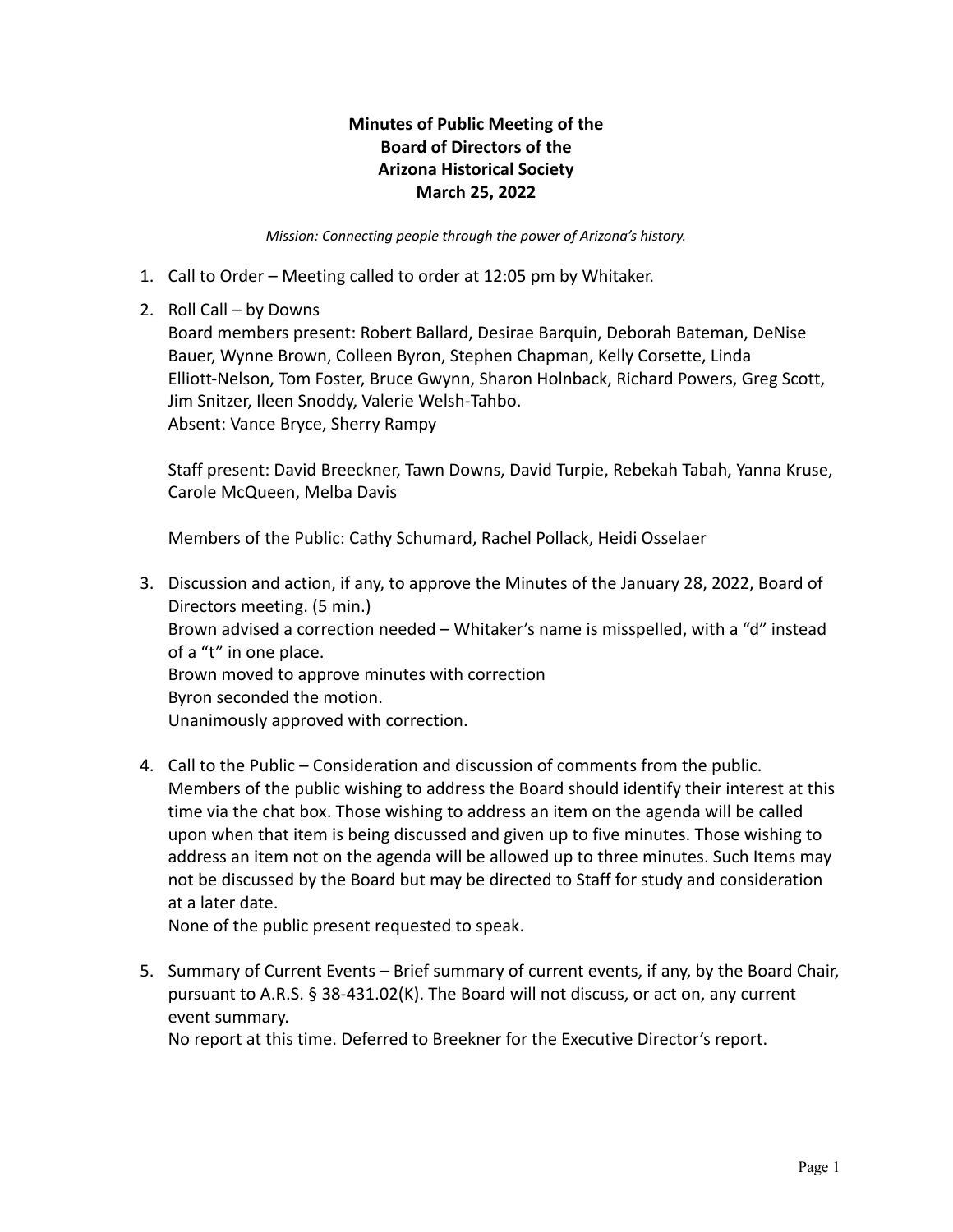# Minutes of Public Meeting of the Board of Directors of the Arizona Historical Society March 25, 2022

*Mission: Connecting people through the power of Arizona's history.*

1. Call to Order – Meeting called to order at 12:05 pm by Whitaker.

2. Roll Call – by Downs
   Board members present: Robert Ballard, Desirae Barquin, Deborah Bateman, DeNise Bauer, Wynne Brown, Colleen Byron, Stephen Chapman, Kelly Corsette, Linda Elliott-Nelson, Tom Foster, Bruce Gwynn, Sharon Holnback, Richard Powers, Greg Scott, Jim Snitzer, Ileen Snoddy, Valerie Welsh-Tahbo.
   Absent: Vance Bryce, Sherry Rampy

   Staff present: David Breeckner, Tawn Downs, David Turpie, Rebekah Tabah, Yanna Kruse, Carole McQueen, Melba Davis

   Members of the Public: Cathy Schumard, Rachel Pollack, Heidi Osselaer

3. Discussion and action, if any, to approve the Minutes of the January 28, 2022, Board of Directors meeting. (5 min.)
   Brown advised a correction needed – Whitaker's name is misspelled, with a "d" instead of a "t" in one place.
   Brown moved to approve minutes with correction
   Byron seconded the motion.
   Unanimously approved with correction.

4. Call to the Public – Consideration and discussion of comments from the public. Members of the public wishing to address the Board should identify their interest at this time via the chat box. Those wishing to address an item on the agenda will be called upon when that item is being discussed and given up to five minutes. Those wishing to address an item not on the agenda will be allowed up to three minutes. Such Items may not be discussed by the Board but may be directed to Staff for study and consideration at a later date.
   None of the public present requested to speak.

5. Summary of Current Events – Brief summary of current events, if any, by the Board Chair, pursuant to A.R.S. § 38-431.02(K). The Board will not discuss, or act on, any current event summary.
   No report at this time. Deferred to Breekner for the Executive Director's report.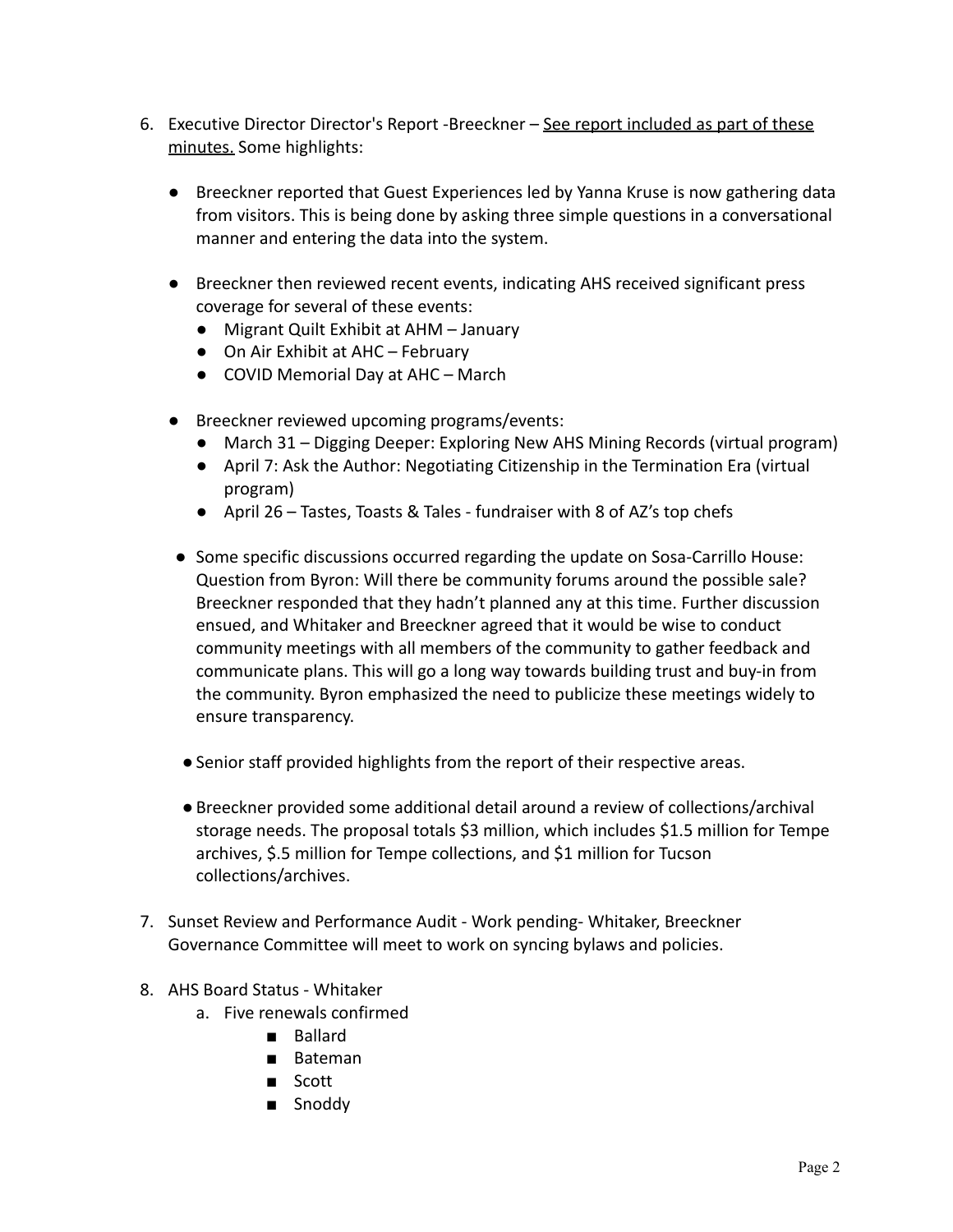6. Executive Director Director's Report -Breeckner – See report included as part of these minutes. Some highlights:

   - Breeckner reported that Guest Experiences led by Yanna Kruse is now gathering data from visitors. This is being done by asking three simple questions in a conversational manner and entering the data into the system.

   - Breeckner then reviewed recent events, indicating AHS received significant press coverage for several of these events:
     - Migrant Quilt Exhibit at AHM – January
     - On Air Exhibit at AHC – February
     - COVID Memorial Day at AHC – March

   - Breeckner reviewed upcoming programs/events:
     - March 31 – Digging Deeper: Exploring New AHS Mining Records (virtual program)
     - April 7: Ask the Author: Negotiating Citizenship in the Termination Era (virtual program)
     - April 26 – Tastes, Toasts & Tales - fundraiser with 8 of AZ's top chefs

   - Some specific discussions occurred regarding the update on Sosa-Carrillo House: Question from Byron: Will there be community forums around the possible sale? Breeckner responded that they hadn't planned any at this time. Further discussion ensued, and Whitaker and Breeckner agreed that it would be wise to conduct community meetings with all members of the community to gather feedback and communicate plans. This will go a long way towards building trust and buy-in from the community. Byron emphasized the need to publicize these meetings widely to ensure transparency.

   - Senior staff provided highlights from the report of their respective areas.

   - Breeckner provided some additional detail around a review of collections/archival storage needs. The proposal totals \$3 million, which includes \$1.5 million for Tempe archives, \$.5 million for Tempe collections, and \$1 million for Tucson collections/archives.

7. Sunset Review and Performance Audit - Work pending- Whitaker, Breeckner
   Governance Committee will meet to work on syncing bylaws and policies.

8. AHS Board Status - Whitaker
   a. Five renewals confirmed
      - Ballard
      - Bateman
      - Scott
      - Snoddy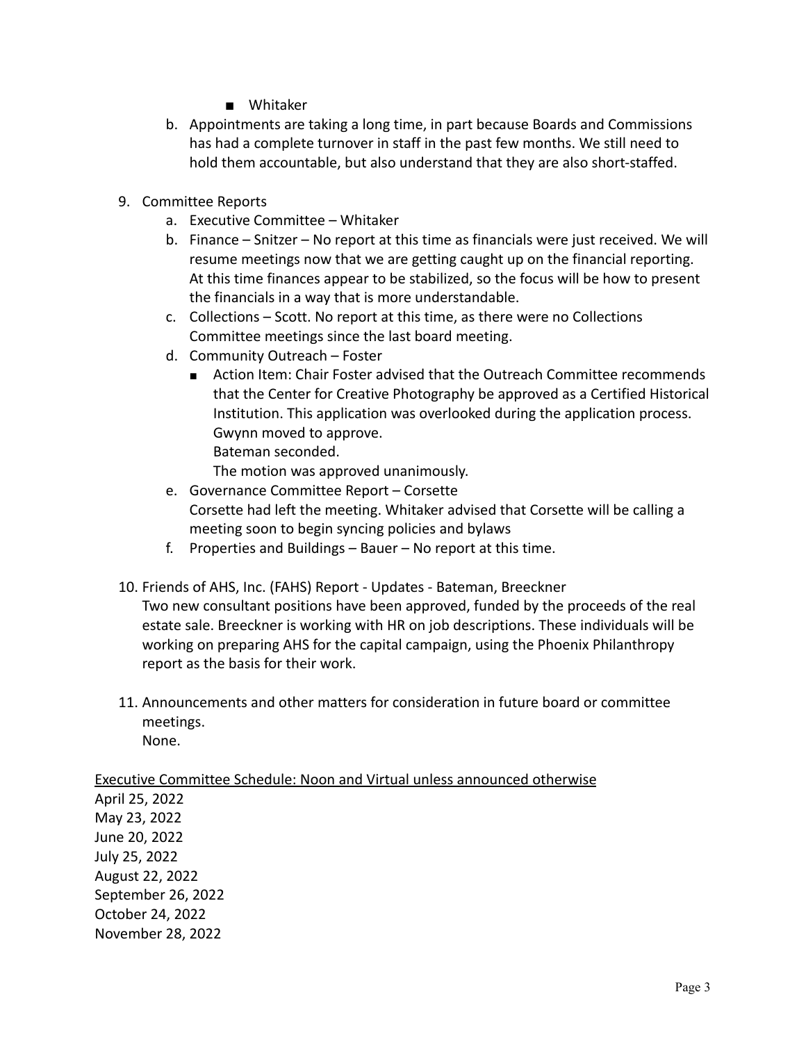- Whitaker

b. Appointments are taking a long time, in part because Boards and Commissions has had a complete turnover in staff in the past few months. We still need to hold them accountable, but also understand that they are also short-staffed.

9. Committee Reports
   a. Executive Committee – Whitaker
   b. Finance – Snitzer – No report at this time as financials were just received. We will resume meetings now that we are getting caught up on the financial reporting. At this time finances appear to be stabilized, so the focus will be how to present the financials in a way that is more understandable.
   c. Collections – Scott. No report at this time, as there were no Collections Committee meetings since the last board meeting.
   d. Community Outreach – Foster
      - Action Item: Chair Foster advised that the Outreach Committee recommends that the Center for Creative Photography be approved as a Certified Historical Institution. This application was overlooked during the application process.
        Gwynn moved to approve.
        Bateman seconded.
        The motion was approved unanimously.
   e. Governance Committee Report – Corsette
      Corsette had left the meeting. Whitaker advised that Corsette will be calling a meeting soon to begin syncing policies and bylaws
   f. Properties and Buildings – Bauer – No report at this time.

10. Friends of AHS, Inc. (FAHS) Report - Updates - Bateman, Breeckner
    Two new consultant positions have been approved, funded by the proceeds of the real estate sale. Breeckner is working with HR on job descriptions. These individuals will be working on preparing AHS for the capital campaign, using the Phoenix Philanthropy report as the basis for their work.

11. Announcements and other matters for consideration in future board or committee meetings.
    None.

<u>Executive Committee Schedule: Noon and Virtual unless announced otherwise</u>

April 25, 2022
May 23, 2022
June 20, 2022
July 25, 2022
August 22, 2022
September 26, 2022
October 24, 2022
November 28, 2022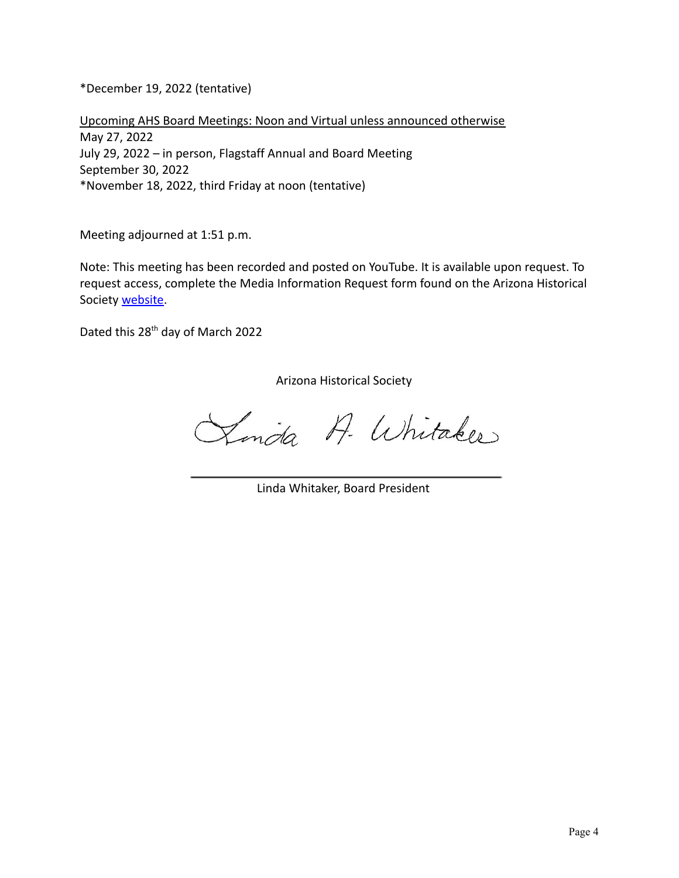*December 19, 2022 (tentative)

Upcoming AHS Board Meetings: Noon and Virtual unless announced otherwise
May 27, 2022
July 29, 2022 – in person, Flagstaff Annual and Board Meeting
September 30, 2022
*November 18, 2022, third Friday at noon (tentative)

Meeting adjourned at 1:51 p.m.

Note: This meeting has been recorded and posted on YouTube. It is available upon request. To request access, complete the Media Information Request form found on the Arizona Historical Society website.

Dated this 28th day of March 2022

Arizona Historical Society

Linda A. Whitaker

Linda Whitaker, Board President